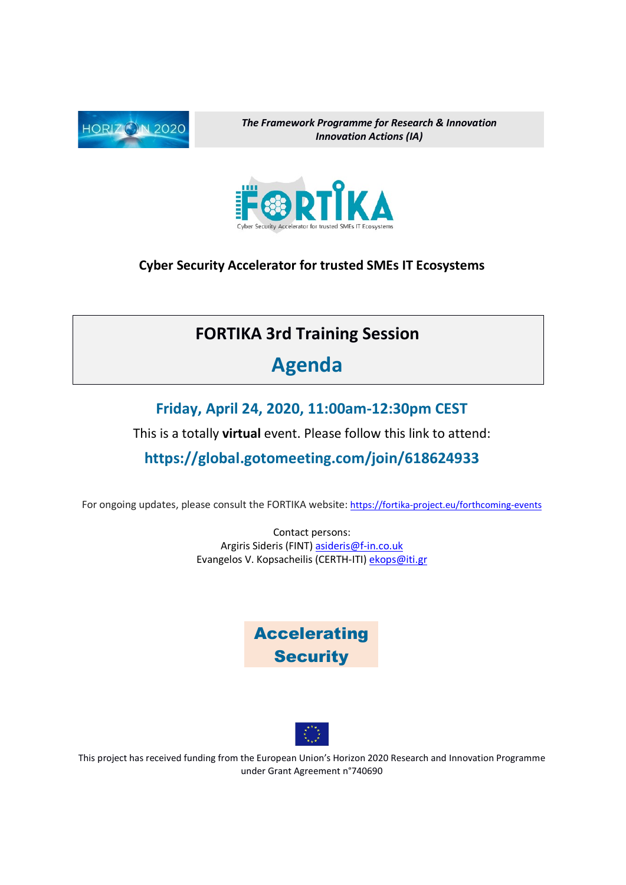*The Framework Programme for Research & Innovation*
*Innovation Actions (IA)*

**Cyber Security Accelerator for trusted SMEs IT Ecosystems**

# FORTIKA 3rd Training Session

# Agenda

## Friday, April 24, 2020, 11:00am-12:30pm CEST

This is a totally **virtual** event. Please follow this link to attend:

**https://global.gotomeeting.com/join/618624933**

For ongoing updates, please consult the FORTIKA website: https://fortika-project.eu/forthcoming-events

Contact persons:
Argiris Sideris (FINT) asideris@f-in.co.uk
Evangelos V. Kopsacheilis (CERTH-ITI) ekops@iti.gr

**Accelerating Security**

This project has received funding from the European Union's Horizon 2020 Research and Innovation Programme under Grant Agreement n°740690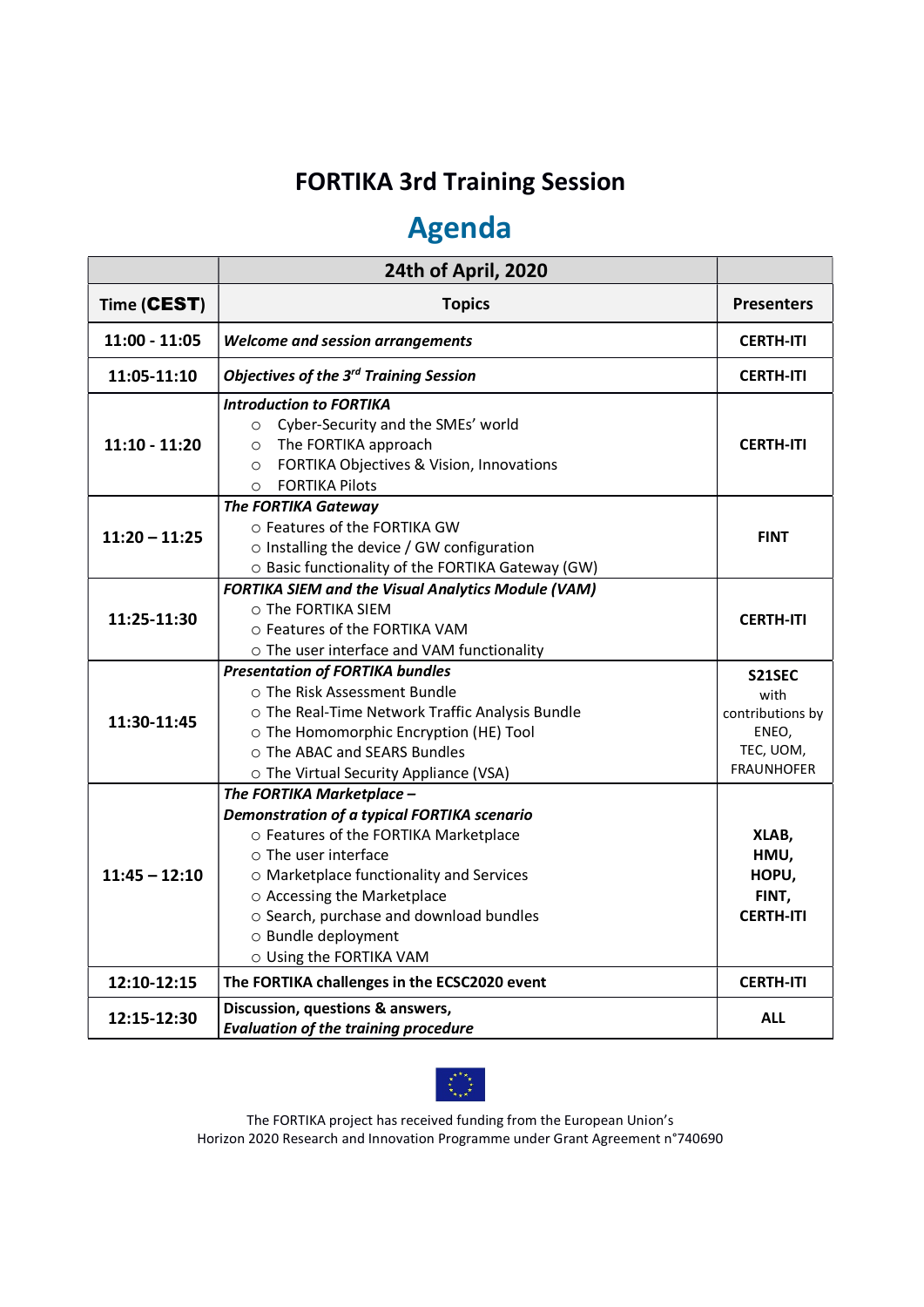# FORTIKA 3rd Training Session

## Agenda

| | 24th of April, 2020 | |
|---|---|---|
| Time (**CEST**) | **Topics** | **Presenters** |
| **11:00 - 11:05** | ***Welcome and session arrangements*** | **CERTH-ITI** |
| **11:05-11:10** | ***Objectives of the 3rd Training Session*** | **CERTH-ITI** |
| **11:10 - 11:20** | ***Introduction to FORTIKA***<br>○ Cyber-Security and the SMEs' world<br>○ The FORTIKA approach<br>○ FORTIKA Objectives & Vision, Innovations<br>○ FORTIKA Pilots | **CERTH-ITI** |
| **11:20 – 11:25** | ***The FORTIKA Gateway***<br>○ Features of the FORTIKA GW<br>○ Installing the device / GW configuration<br>○ Basic functionality of the FORTIKA Gateway (GW) | **FINT** |
| **11:25-11:30** | ***FORTIKA SIEM and the Visual Analytics Module (VAM)***<br>○ The FORTIKA SIEM<br>○ Features of the FORTIKA VAM<br>○ The user interface and VAM functionality | **CERTH-ITI** |
| **11:30-11:45** | ***Presentation of FORTIKA bundles***<br>○ The Risk Assessment Bundle<br>○ The Real-Time Network Traffic Analysis Bundle<br>○ The Homomorphic Encryption (HE) Tool<br>○ The ABAC and SEARS Bundles<br>○ The Virtual Security Appliance (VSA) | **S21SEC** with contributions by ENEO, TEC, UOM, FRAUNHOFER |
| **11:45 – 12:10** | ***The FORTIKA Marketplace – Demonstration of a typical FORTIKA scenario***<br>○ Features of the FORTIKA Marketplace<br>○ The user interface<br>○ Marketplace functionality and Services<br>○ Accessing the Marketplace<br>○ Search, purchase and download bundles<br>○ Bundle deployment<br>○ Using the FORTIKA VAM | **XLAB, HMU, HOPU, FINT, CERTH-ITI** |
| **12:10-12:15** | **The FORTIKA challenges in the ECSC2020 event** | **CERTH-ITI** |
| **12:15-12:30** | **Discussion, questions & answers,**<br>***Evaluation of the training procedure*** | **ALL** |

The FORTIKA project has received funding from the European Union's Horizon 2020 Research and Innovation Programme under Grant Agreement n°740690